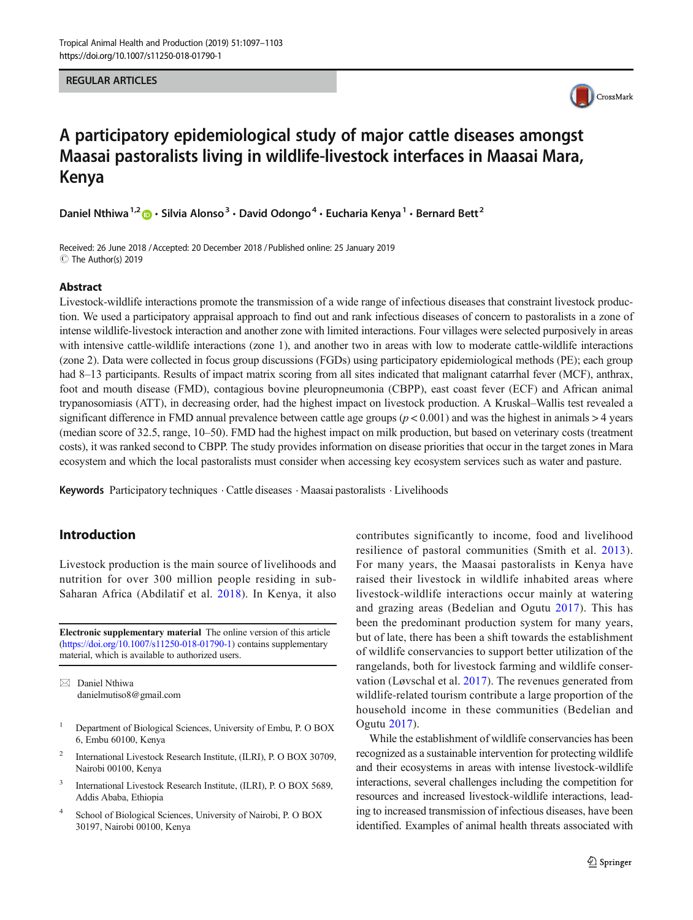REGULAR ARTICLES

# A participatory epidemiological study of major cattle diseases amongst Maasai pastoralists living in wildlife-livestock interfaces in Maasai Mara, Kenya

Daniel Nthiwa[1,2] · Silvia Alonso[3] · David Odongo[4] · Eucharia Kenya[1] · Bernard Bett[2]

Received: 26 June 2018 / Accepted: 20 December 2018 / Published online: 25 January 2019
© The Author(s) 2019

## Abstract

Livestock-wildlife interactions promote the transmission of a wide range of infectious diseases that constraint livestock production. We used a participatory appraisal approach to find out and rank infectious diseases of concern to pastoralists in a zone of intense wildlife-livestock interaction and another zone with limited interactions. Four villages were selected purposively in areas with intensive cattle-wildlife interactions (zone 1), and another two in areas with low to moderate cattle-wildlife interactions (zone 2). Data were collected in focus group discussions (FGDs) using participatory epidemiological methods (PE); each group had 8–13 participants. Results of impact matrix scoring from all sites indicated that malignant catarrhal fever (MCF), anthrax, foot and mouth disease (FMD), contagious bovine pleuropneumonia (CBPP), east coast fever (ECF) and African animal trypanosomiasis (ATT), in decreasing order, had the highest impact on livestock production. A Kruskal–Wallis test revealed a significant difference in FMD annual prevalence between cattle age groups ($p < 0.001$) and was the highest in animals > 4 years (median score of 32.5, range, 10–50). FMD had the highest impact on milk production, but based on veterinary costs (treatment costs), it was ranked second to CBPP. The study provides information on disease priorities that occur in the target zones in Mara ecosystem and which the local pastoralists must consider when accessing key ecosystem services such as water and pasture.

**Keywords** Participatory techniques · Cattle diseases · Maasai pastoralists · Livelihoods

## Introduction

Livestock production is the main source of livelihoods and nutrition for over 300 million people residing in sub-Saharan Africa (Abdilatif et al. 2018). In Kenya, it also contributes significantly to income, food and livelihood resilience of pastoral communities (Smith et al. 2013). For many years, the Maasai pastoralists in Kenya have raised their livestock in wildlife inhabited areas where livestock-wildlife interactions occur mainly at watering and grazing areas (Bedelian and Ogutu 2017). This has been the predominant production system for many years, but of late, there has been a shift towards the establishment of wildlife conservancies to support better utilization of the rangelands, both for livestock farming and wildlife conservation (Løvschal et al. 2017). The revenues generated from wildlife-related tourism contribute a large proportion of the household income in these communities (Bedelian and Ogutu 2017).

While the establishment of wildlife conservancies has been recognized as a sustainable intervention for protecting wildlife and their ecosystems in areas with intense livestock-wildlife interactions, several challenges including the competition for resources and increased livestock-wildlife interactions, leading to increased transmission of infectious diseases, have been identified. Examples of animal health threats associated with

---

**Electronic supplementary material** The online version of this article (https://doi.org/10.1007/s11250-018-01790-1) contains supplementary material, which is available to authorized users.

✉ Daniel Nthiwa
danielmutiso8@gmail.com

1 Department of Biological Sciences, University of Embu, P. O BOX 6, Embu 60100, Kenya

2 International Livestock Research Institute, (ILRI), P. O BOX 30709, Nairobi 00100, Kenya

3 International Livestock Research Institute, (ILRI), P. O BOX 5689, Addis Ababa, Ethiopia

4 School of Biological Sciences, University of Nairobi, P. O BOX 30197, Nairobi 00100, Kenya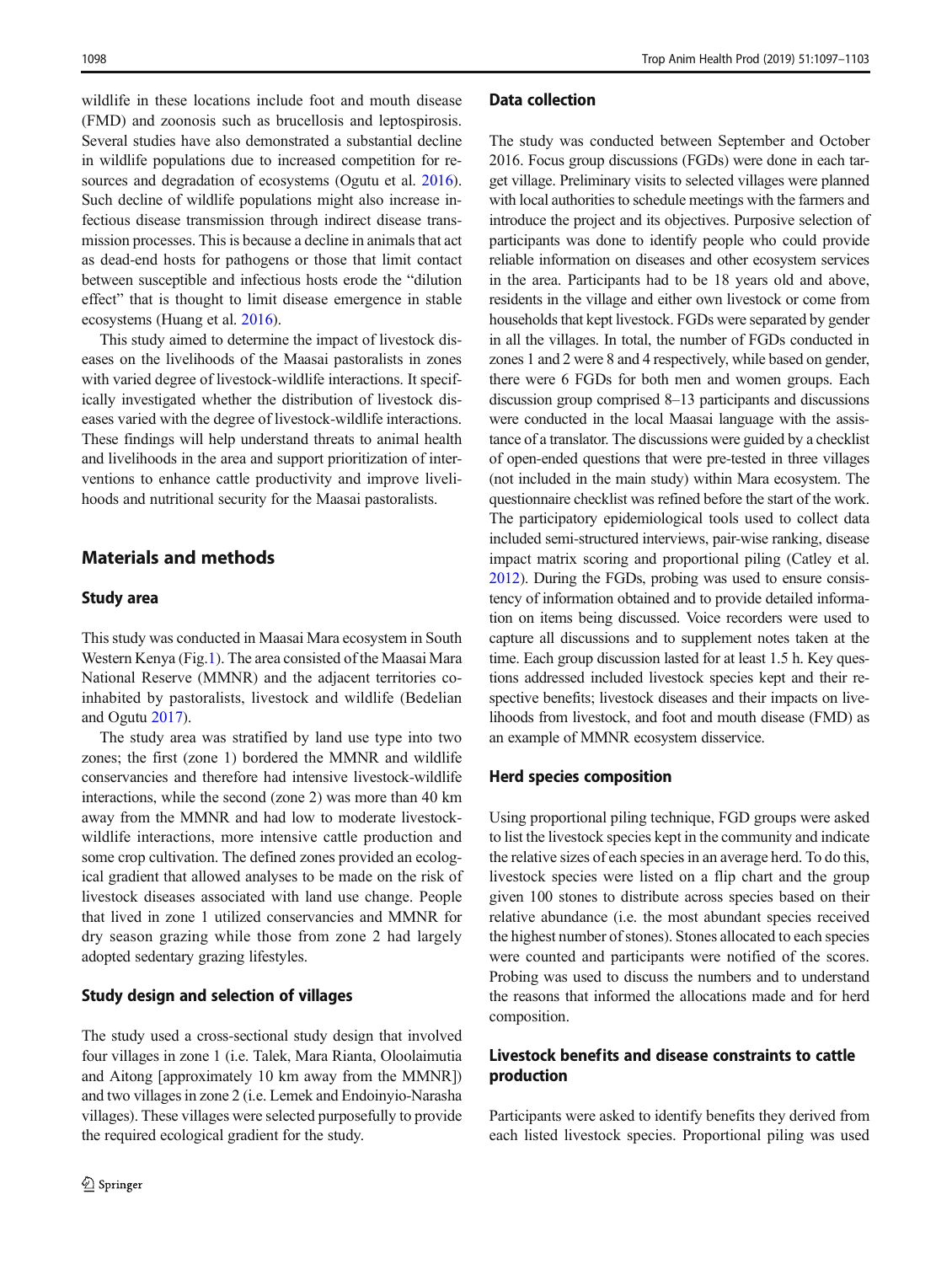wildlife in these locations include foot and mouth disease (FMD) and zoonosis such as brucellosis and leptospirosis. Several studies have also demonstrated a substantial decline in wildlife populations due to increased competition for resources and degradation of ecosystems (Ogutu et al. 2016). Such decline of wildlife populations might also increase infectious disease transmission through indirect disease transmission processes. This is because a decline in animals that act as dead-end hosts for pathogens or those that limit contact between susceptible and infectious hosts erode the "dilution effect" that is thought to limit disease emergence in stable ecosystems (Huang et al. 2016).

This study aimed to determine the impact of livestock diseases on the livelihoods of the Maasai pastoralists in zones with varied degree of livestock-wildlife interactions. It specifically investigated whether the distribution of livestock diseases varied with the degree of livestock-wildlife interactions. These findings will help understand threats to animal health and livelihoods in the area and support prioritization of interventions to enhance cattle productivity and improve livelihoods and nutritional security for the Maasai pastoralists.

## Materials and methods

### Study area

This study was conducted in Maasai Mara ecosystem in South Western Kenya (Fig.1). The area consisted of the Maasai Mara National Reserve (MMNR) and the adjacent territories co-inhabited by pastoralists, livestock and wildlife (Bedelian and Ogutu 2017).

The study area was stratified by land use type into two zones; the first (zone 1) bordered the MMNR and wildlife conservancies and therefore had intensive livestock-wildlife interactions, while the second (zone 2) was more than 40 km away from the MMNR and had low to moderate livestock-wildlife interactions, more intensive cattle production and some crop cultivation. The defined zones provided an ecological gradient that allowed analyses to be made on the risk of livestock diseases associated with land use change. People that lived in zone 1 utilized conservancies and MMNR for dry season grazing while those from zone 2 had largely adopted sedentary grazing lifestyles.

### Study design and selection of villages

The study used a cross-sectional study design that involved four villages in zone 1 (i.e. Talek, Mara Rianta, Oloolaimutia and Aitong [approximately 10 km away from the MMNR]) and two villages in zone 2 (i.e. Lemek and Endoinyio-Narasha villages). These villages were selected purposefully to provide the required ecological gradient for the study.

### Data collection

The study was conducted between September and October 2016. Focus group discussions (FGDs) were done in each target village. Preliminary visits to selected villages were planned with local authorities to schedule meetings with the farmers and introduce the project and its objectives. Purposive selection of participants was done to identify people who could provide reliable information on diseases and other ecosystem services in the area. Participants had to be 18 years old and above, residents in the village and either own livestock or come from households that kept livestock. FGDs were separated by gender in all the villages. In total, the number of FGDs conducted in zones 1 and 2 were 8 and 4 respectively, while based on gender, there were 6 FGDs for both men and women groups. Each discussion group comprised 8–13 participants and discussions were conducted in the local Maasai language with the assistance of a translator. The discussions were guided by a checklist of open-ended questions that were pre-tested in three villages (not included in the main study) within Mara ecosystem. The questionnaire checklist was refined before the start of the work. The participatory epidemiological tools used to collect data included semi-structured interviews, pair-wise ranking, disease impact matrix scoring and proportional piling (Catley et al. 2012). During the FGDs, probing was used to ensure consistency of information obtained and to provide detailed information on items being discussed. Voice recorders were used to capture all discussions and to supplement notes taken at the time. Each group discussion lasted for at least 1.5 h. Key questions addressed included livestock species kept and their respective benefits; livestock diseases and their impacts on livelihoods from livestock, and foot and mouth disease (FMD) as an example of MMNR ecosystem disservice.

### Herd species composition

Using proportional piling technique, FGD groups were asked to list the livestock species kept in the community and indicate the relative sizes of each species in an average herd. To do this, livestock species were listed on a flip chart and the group given 100 stones to distribute across species based on their relative abundance (i.e. the most abundant species received the highest number of stones). Stones allocated to each species were counted and participants were notified of the scores. Probing was used to discuss the numbers and to understand the reasons that informed the allocations made and for herd composition.

### Livestock benefits and disease constraints to cattle production

Participants were asked to identify benefits they derived from each listed livestock species. Proportional piling was used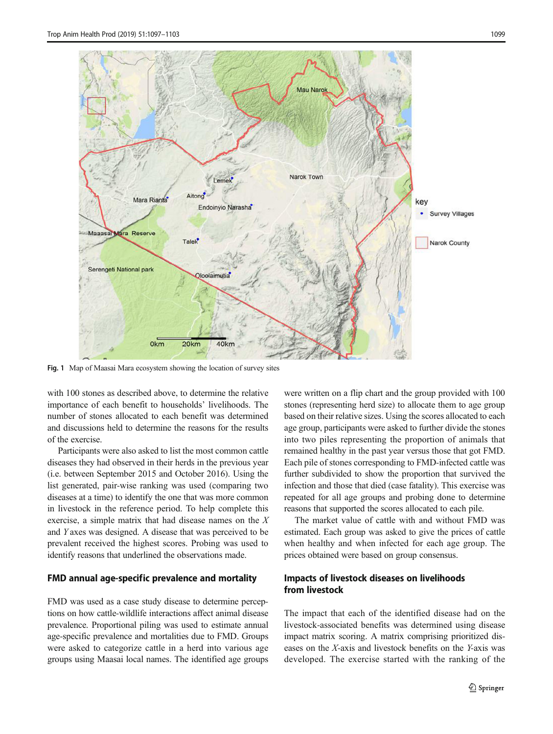Mau Narok

Lemek

Narok Town

Aitong

Mara Rianta

Endoinyio Narasha

key

Survey Villages

Maasai Mara Reserve

Narok County

Talek

Serengeti National park

Oloolaimutia

0km 20km 40km

Fig. 1 Map of Maasai Mara ecosystem showing the location of survey sites

with 100 stones as described above, to determine the relative importance of each benefit to households' livelihoods. The number of stones allocated to each benefit was determined and discussions held to determine the reasons for the results of the exercise.

Participants were also asked to list the most common cattle diseases they had observed in their herds in the previous year (i.e. between September 2015 and October 2016). Using the list generated, pair-wise ranking was used (comparing two diseases at a time) to identify the one that was more common in livestock in the reference period. To help complete this exercise, a simple matrix that had disease names on the *X* and *Y* axes was designed. A disease that was perceived to be prevalent received the highest scores. Probing was used to identify reasons that underlined the observations made.

## FMD annual age-specific prevalence and mortality

FMD was used as a case study disease to determine perceptions on how cattle-wildlife interactions affect animal disease prevalence. Proportional piling was used to estimate annual age-specific prevalence and mortalities due to FMD. Groups were asked to categorize cattle in a herd into various age groups using Maasai local names. The identified age groups were written on a flip chart and the group provided with 100 stones (representing herd size) to allocate them to age group based on their relative sizes. Using the scores allocated to each age group, participants were asked to further divide the stones into two piles representing the proportion of animals that remained healthy in the past year versus those that got FMD. Each pile of stones corresponding to FMD-infected cattle was further subdivided to show the proportion that survived the infection and those that died (case fatality). This exercise was repeated for all age groups and probing done to determine reasons that supported the scores allocated to each pile.

The market value of cattle with and without FMD was estimated. Each group was asked to give the prices of cattle when healthy and when infected for each age group. The prices obtained were based on group consensus.

## Impacts of livestock diseases on livelihoods from livestock

The impact that each of the identified disease had on the livestock-associated benefits was determined using disease impact matrix scoring. A matrix comprising prioritized diseases on the *X*-axis and livestock benefits on the *Y*-axis was developed. The exercise started with the ranking of the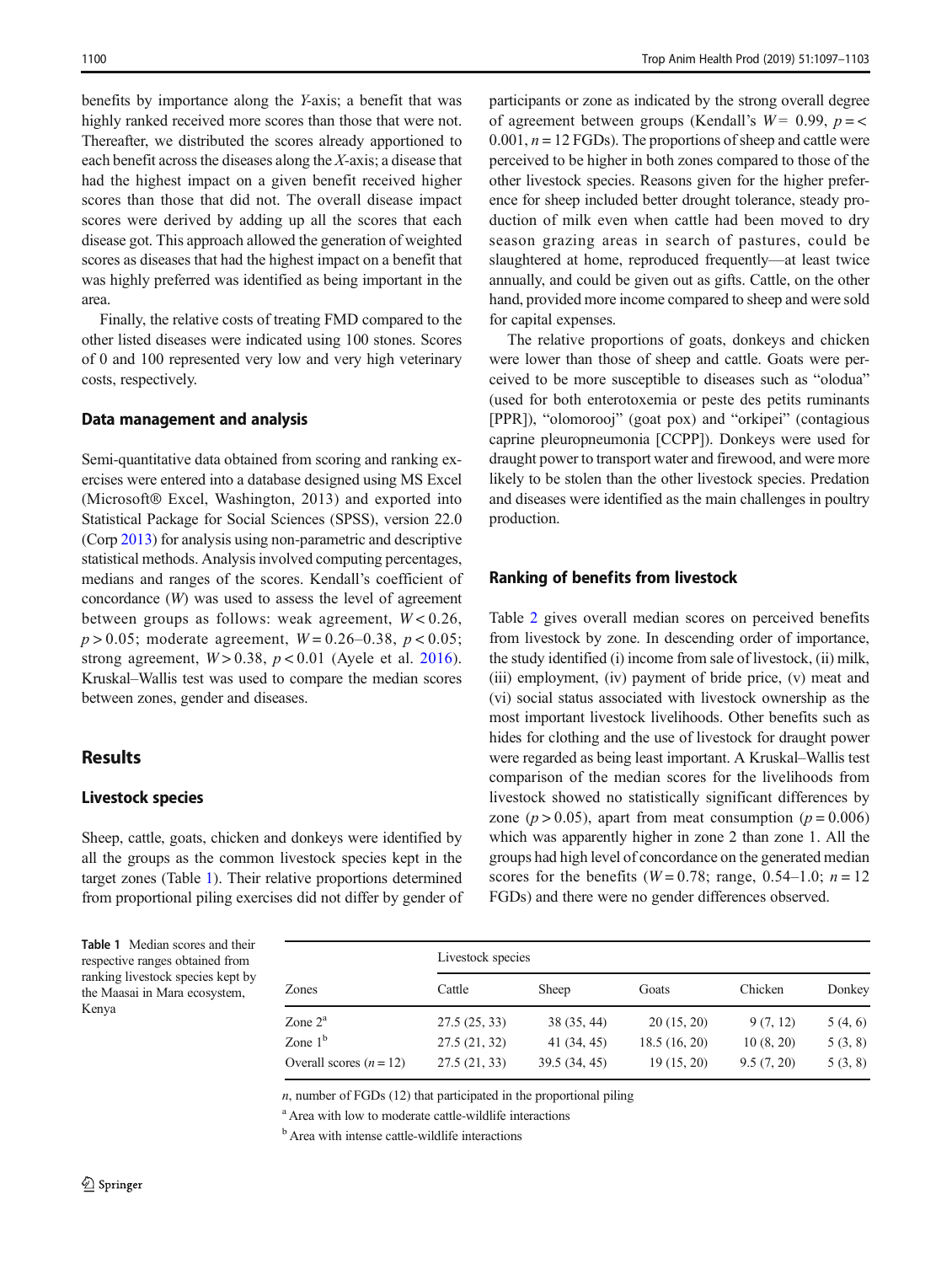benefits by importance along the $Y$-axis; a benefit that was highly ranked received more scores than those that were not. Thereafter, we distributed the scores already apportioned to each benefit across the diseases along the $X$-axis; a disease that had the highest impact on a given benefit received higher scores than those that did not. The overall disease impact scores were derived by adding up all the scores that each disease got. This approach allowed the generation of weighted scores as diseases that had the highest impact on a benefit that was highly preferred was identified as being important in the area.

Finally, the relative costs of treating FMD compared to the other listed diseases were indicated using 100 stones. Scores of 0 and 100 represented very low and very high veterinary costs, respectively.

### Data management and analysis

Semi-quantitative data obtained from scoring and ranking exercises were entered into a database designed using MS Excel (Microsoft® Excel, Washington, 2013) and exported into Statistical Package for Social Sciences (SPSS), version 22.0 (Corp 2013) for analysis using non-parametric and descriptive statistical methods. Analysis involved computing percentages, medians and ranges of the scores. Kendall's coefficient of concordance ($W$) was used to assess the level of agreement between groups as follows: weak agreement, $W < 0.26$, $p > 0.05$; moderate agreement, $W = 0.26$–$0.38$, $p < 0.05$; strong agreement, $W > 0.38$, $p < 0.01$ (Ayele et al. 2016). Kruskal–Wallis test was used to compare the median scores between zones, gender and diseases.

## Results

### Livestock species

Sheep, cattle, goats, chicken and donkeys were identified by all the groups as the common livestock species kept in the target zones (Table 1). Their relative proportions determined from proportional piling exercises did not differ by gender of participants or zone as indicated by the strong overall degree of agreement between groups (Kendall's $W = 0.99$, $p = < 0.001$, $n = 12$ FGDs). The proportions of sheep and cattle were perceived to be higher in both zones compared to those of the other livestock species. Reasons given for the higher preference for sheep included better drought tolerance, steady production of milk even when cattle had been moved to dry season grazing areas in search of pastures, could be slaughtered at home, reproduced frequently—at least twice annually, and could be given out as gifts. Cattle, on the other hand, provided more income compared to sheep and were sold for capital expenses.

The relative proportions of goats, donkeys and chicken were lower than those of sheep and cattle. Goats were perceived to be more susceptible to diseases such as "olodua" (used for both enterotoxemia or peste des petits ruminants [PPR]), "olomorooj" (goat pox) and "orkipei" (contagious caprine pleuropneumonia [CCPP]). Donkeys were used for draught power to transport water and firewood, and were more likely to be stolen than the other livestock species. Predation and diseases were identified as the main challenges in poultry production.

### Ranking of benefits from livestock

Table 2 gives overall median scores on perceived benefits from livestock by zone. In descending order of importance, the study identified (i) income from sale of livestock, (ii) milk, (iii) employment, (iv) payment of bride price, (v) meat and (vi) social status associated with livestock ownership as the most important livestock livelihoods. Other benefits such as hides for clothing and the use of livestock for draught power were regarded as being least important. A Kruskal–Wallis test comparison of the median scores for the livelihoods from livestock showed no statistically significant differences by zone ($p > 0.05$), apart from meat consumption ($p = 0.006$) which was apparently higher in zone 2 than zone 1. All the groups had high level of concordance on the generated median scores for the benefits ($W = 0.78$; range, 0.54–1.0; $n = 12$ FGDs) and there were no gender differences observed.

**Table 1** Median scores and their respective ranges obtained from ranking livestock species kept by the Maasai in Mara ecosystem, Kenya

| Zones | Livestock species | | | | |
|---|---|---|---|---|---|
| | Cattle | Sheep | Goats | Chicken | Donkey |
| Zone 2[a] | 27.5 (25, 33) | 38 (35, 44) | 20 (15, 20) | 9 (7, 12) | 5 (4, 6) |
| Zone 1[b] | 27.5 (21, 32) | 41 (34, 45) | 18.5 (16, 20) | 10 (8, 20) | 5 (3, 8) |
| Overall scores ($n = 12$) | 27.5 (21, 33) | 39.5 (34, 45) | 19 (15, 20) | 9.5 (7, 20) | 5 (3, 8) |

$n$, number of FGDs (12) that participated in the proportional piling

[a] Area with low to moderate cattle-wildlife interactions

[b] Area with intense cattle-wildlife interactions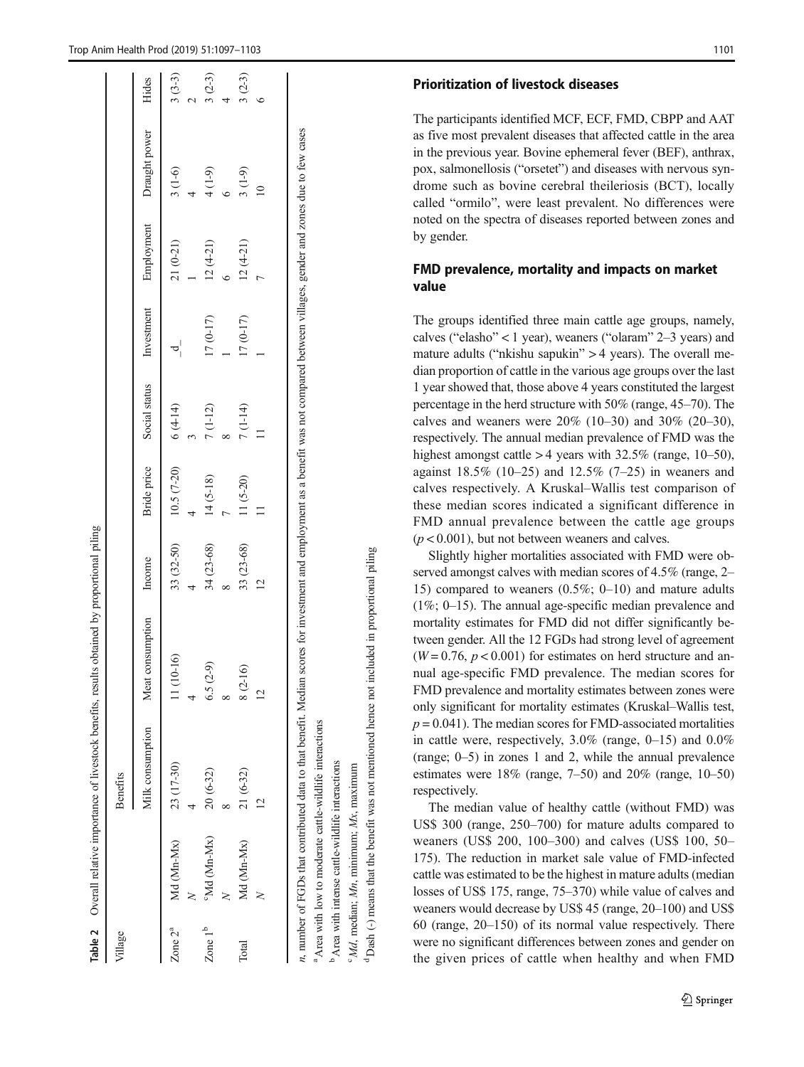**Table 2** Overall relative importance of livestock benefits, results obtained by proportional piling

| Village | | Benefits | | | | | | | | |
|---|---|---|---|---|---|---|---|---|---|---|
| | | Milk consumption | Meat consumption | Income | Bride price | Social status | Investment | Employment | Draught power | Hides |
| Zone 2[a] | Md (Mn-Mx) | 23 (17-30) | 11 (10-16) | 33 (32-50) | 10.5 (7-20) | 6 (4-14) | -[d] | 21 (0-21) | 3 (1-6) | 3 (3-3) |
| | *N* | 4 | 4 | 4 | 4 | 3 | | 1 | 4 | 2 |
| Zone 1[b] | [c]Md (Mn-Mx) | 20 (6-32) | 6.5 (2-9) | 34 (23-68) | 14 (5-18) | 7 (1-12) | 17 (0-17) | 12 (4-21) | 4 (1-9) | 3 (2-3) |
| | *N* | 8 | 8 | 8 | 7 | 8 | 1 | 6 | 6 | 4 |
| Total | Md (Mn-Mx) | 21 (6-32) | 8 (2-16) | 33 (23-68) | 11 (5-20) | 7 (1-14) | 17 (0-17) | 12 (4-21) | 3 (1-9) | 3 (2-3) |
| | *N* | 12 | 12 | 12 | 11 | 11 | 1 | 7 | 10 | 6 |

*n*, number of FGDs that contributed data to that benefit. Median scores for investment and employment as a benefit was not compared between villages, gender and zones due to few cases

[a] Area with low to moderate cattle-wildlife interactions

[b] Area with intense cattle-wildlife interactions

[c] *Md*, median; *Mn*, minimum; *Mx*, maximum

[d] Dash (-) means that the benefit was not mentioned hence not included in proportional piling

## Prioritization of livestock diseases

The participants identified MCF, ECF, FMD, CBPP and AAT as five most prevalent diseases that affected cattle in the area in the previous year. Bovine ephemeral fever (BEF), anthrax, pox, salmonellosis ("orsetet") and diseases with nervous syndrome such as bovine cerebral theileriosis (BCT), locally called "ormilo", were least prevalent. No differences were noted on the spectra of diseases reported between zones and by gender.

## FMD prevalence, mortality and impacts on market value

The groups identified three main cattle age groups, namely, calves ("elasho" < 1 year), weaners ("olaram" 2–3 years) and mature adults ("nkishu sapukin" > 4 years). The overall median proportion of cattle in the various age groups over the last 1 year showed that, those above 4 years constituted the largest percentage in the herd structure with 50% (range, 45–70). The calves and weaners were 20% (10–30) and 30% (20–30), respectively. The annual median prevalence of FMD was the highest amongst cattle > 4 years with 32.5% (range, 10–50), against 18.5% (10–25) and 12.5% (7–25) in weaners and calves respectively. A Kruskal–Wallis test comparison of these median scores indicated a significant difference in FMD annual prevalence between the cattle age groups ($p < 0.001$), but not between weaners and calves.

Slightly higher mortalities associated with FMD were observed amongst calves with median scores of 4.5% (range, 2–15) compared to weaners (0.5%; 0–10) and mature adults (1%; 0–15). The annual age-specific median prevalence and mortality estimates for FMD did not differ significantly between gender. All the 12 FGDs had strong level of agreement ($W = 0.76$, $p < 0.001$) for estimates on herd structure and annual age-specific FMD prevalence. The median scores for FMD prevalence and mortality estimates between zones were only significant for mortality estimates (Kruskal–Wallis test, $p = 0.041$). The median scores for FMD-associated mortalities in cattle were, respectively, 3.0% (range, 0–15) and 0.0% (range; 0–5) in zones 1 and 2, while the annual prevalence estimates were 18% (range, 7–50) and 20% (range, 10–50) respectively.

The median value of healthy cattle (without FMD) was US$ 300 (range, 250–700) for mature adults compared to weaners (US$ 200, 100–300) and calves (US$ 100, 50–175). The reduction in market sale value of FMD-infected cattle was estimated to be the highest in mature adults (median losses of US$ 175, range, 75–370) while value of calves and weaners would decrease by US$ 45 (range, 20–100) and US$ 60 (range, 20–150) of its normal value respectively. There were no significant differences between zones and gender on the given prices of cattle when healthy and when FMD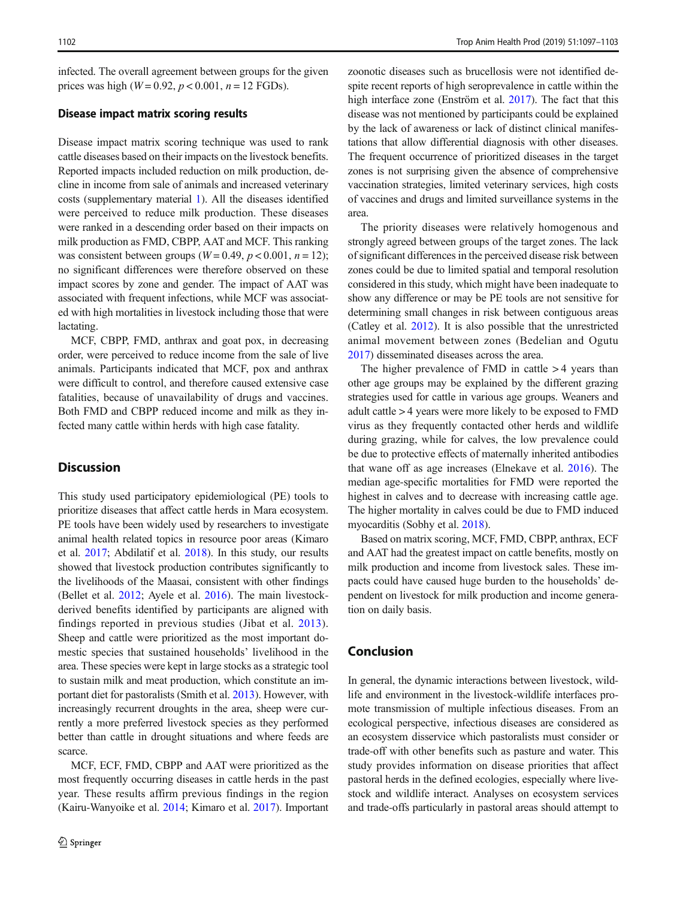infected. The overall agreement between groups for the given prices was high ($W = 0.92$, $p < 0.001$, $n = 12$ FGDs).

### Disease impact matrix scoring results

Disease impact matrix scoring technique was used to rank cattle diseases based on their impacts on the livestock benefits. Reported impacts included reduction on milk production, decline in income from sale of animals and increased veterinary costs (supplementary material 1). All the diseases identified were perceived to reduce milk production. These diseases were ranked in a descending order based on their impacts on milk production as FMD, CBPP, AAT and MCF. This ranking was consistent between groups ($W = 0.49$, $p < 0.001$, $n = 12$); no significant differences were therefore observed on these impact scores by zone and gender. The impact of AAT was associated with frequent infections, while MCF was associated with high mortalities in livestock including those that were lactating.

MCF, CBPP, FMD, anthrax and goat pox, in decreasing order, were perceived to reduce income from the sale of live animals. Participants indicated that MCF, pox and anthrax were difficult to control, and therefore caused extensive case fatalities, because of unavailability of drugs and vaccines. Both FMD and CBPP reduced income and milk as they infected many cattle within herds with high case fatality.

## Discussion

This study used participatory epidemiological (PE) tools to prioritize diseases that affect cattle herds in Mara ecosystem. PE tools have been widely used by researchers to investigate animal health related topics in resource poor areas (Kimaro et al. 2017; Abdilatif et al. 2018). In this study, our results showed that livestock production contributes significantly to the livelihoods of the Maasai, consistent with other findings (Bellet et al. 2012; Ayele et al. 2016). The main livestock-derived benefits identified by participants are aligned with findings reported in previous studies (Jibat et al. 2013). Sheep and cattle were prioritized as the most important domestic species that sustained households' livelihood in the area. These species were kept in large stocks as a strategic tool to sustain milk and meat production, which constitute an important diet for pastoralists (Smith et al. 2013). However, with increasingly recurrent droughts in the area, sheep were currently a more preferred livestock species as they performed better than cattle in drought situations and where feeds are scarce.

MCF, ECF, FMD, CBPP and AAT were prioritized as the most frequently occurring diseases in cattle herds in the past year. These results affirm previous findings in the region (Kairu-Wanyoike et al. 2014; Kimaro et al. 2017). Important zoonotic diseases such as brucellosis were not identified despite recent reports of high seroprevalence in cattle within the high interface zone (Enström et al. 2017). The fact that this disease was not mentioned by participants could be explained by the lack of awareness or lack of distinct clinical manifestations that allow differential diagnosis with other diseases. The frequent occurrence of prioritized diseases in the target zones is not surprising given the absence of comprehensive vaccination strategies, limited veterinary services, high costs of vaccines and drugs and limited surveillance systems in the area.

The priority diseases were relatively homogenous and strongly agreed between groups of the target zones. The lack of significant differences in the perceived disease risk between zones could be due to limited spatial and temporal resolution considered in this study, which might have been inadequate to show any difference or may be PE tools are not sensitive for determining small changes in risk between contiguous areas (Catley et al. 2012). It is also possible that the unrestricted animal movement between zones (Bedelian and Ogutu 2017) disseminated diseases across the area.

The higher prevalence of FMD in cattle > 4 years than other age groups may be explained by the different grazing strategies used for cattle in various age groups. Weaners and adult cattle > 4 years were more likely to be exposed to FMD virus as they frequently contacted other herds and wildlife during grazing, while for calves, the low prevalence could be due to protective effects of maternally inherited antibodies that wane off as age increases (Elnekave et al. 2016). The median age-specific mortalities for FMD were reported the highest in calves and to decrease with increasing cattle age. The higher mortality in calves could be due to FMD induced myocarditis (Sobhy et al. 2018).

Based on matrix scoring, MCF, FMD, CBPP, anthrax, ECF and AAT had the greatest impact on cattle benefits, mostly on milk production and income from livestock sales. These impacts could have caused huge burden to the households' dependent on livestock for milk production and income generation on daily basis.

## Conclusion

In general, the dynamic interactions between livestock, wildlife and environment in the livestock-wildlife interfaces promote transmission of multiple infectious diseases. From an ecological perspective, infectious diseases are considered as an ecosystem disservice which pastoralists must consider or trade-off with other benefits such as pasture and water. This study provides information on disease priorities that affect pastoral herds in the defined ecologies, especially where livestock and wildlife interact. Analyses on ecosystem services and trade-offs particularly in pastoral areas should attempt to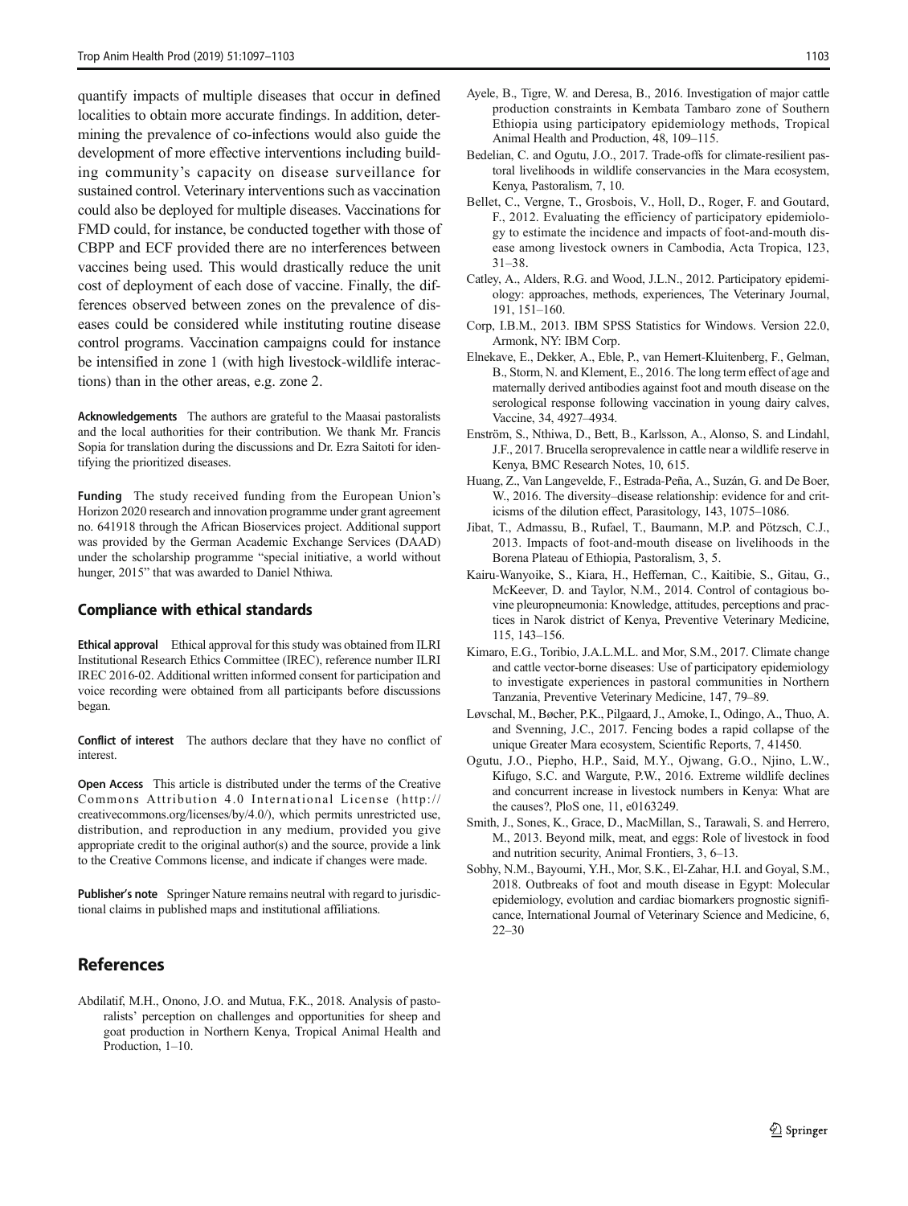quantify impacts of multiple diseases that occur in defined localities to obtain more accurate findings. In addition, determining the prevalence of co-infections would also guide the development of more effective interventions including building community's capacity on disease surveillance for sustained control. Veterinary interventions such as vaccination could also be deployed for multiple diseases. Vaccinations for FMD could, for instance, be conducted together with those of CBPP and ECF provided there are no interferences between vaccines being used. This would drastically reduce the unit cost of deployment of each dose of vaccine. Finally, the differences observed between zones on the prevalence of diseases could be considered while instituting routine disease control programs. Vaccination campaigns could for instance be intensified in zone 1 (with high livestock-wildlife interactions) than in the other areas, e.g. zone 2.

**Acknowledgements** The authors are grateful to the Maasai pastoralists and the local authorities for their contribution. We thank Mr. Francis Sopia for translation during the discussions and Dr. Ezra Saitoti for identifying the prioritized diseases.

**Funding** The study received funding from the European Union's Horizon 2020 research and innovation programme under grant agreement no. 641918 through the African Bioservices project. Additional support was provided by the German Academic Exchange Services (DAAD) under the scholarship programme "special initiative, a world without hunger, 2015" that was awarded to Daniel Nthiwa.

## Compliance with ethical standards

**Ethical approval** Ethical approval for this study was obtained from ILRI Institutional Research Ethics Committee (IREC), reference number ILRI IREC 2016-02. Additional written informed consent for participation and voice recording were obtained from all participants before discussions began.

**Conflict of interest** The authors declare that they have no conflict of interest.

**Open Access** This article is distributed under the terms of the Creative Commons Attribution 4.0 International License (http://creativecommons.org/licenses/by/4.0/), which permits unrestricted use, distribution, and reproduction in any medium, provided you give appropriate credit to the original author(s) and the source, provide a link to the Creative Commons license, and indicate if changes were made.

**Publisher's note** Springer Nature remains neutral with regard to jurisdictional claims in published maps and institutional affiliations.

## References

Abdilatif, M.H., Onono, J.O. and Mutua, F.K., 2018. Analysis of pastoralists' perception on challenges and opportunities for sheep and goat production in Northern Kenya, Tropical Animal Health and Production, 1–10.

Ayele, B., Tigre, W. and Deresa, B., 2016. Investigation of major cattle production constraints in Kembata Tambaro zone of Southern Ethiopia using participatory epidemiology methods, Tropical Animal Health and Production, 48, 109–115.

Bedelian, C. and Ogutu, J.O., 2017. Trade-offs for climate-resilient pastoral livelihoods in wildlife conservancies in the Mara ecosystem, Kenya, Pastoralism, 7, 10.

Bellet, C., Vergne, T., Grosbois, V., Holl, D., Roger, F. and Goutard, F., 2012. Evaluating the efficiency of participatory epidemiology to estimate the incidence and impacts of foot-and-mouth disease among livestock owners in Cambodia, Acta Tropica, 123, 31–38.

Catley, A., Alders, R.G. and Wood, J.L.N., 2012. Participatory epidemiology: approaches, methods, experiences, The Veterinary Journal, 191, 151–160.

Corp, I.B.M., 2013. IBM SPSS Statistics for Windows. Version 22.0, Armonk, NY: IBM Corp.

Elnekave, E., Dekker, A., Eble, P., van Hemert-Kluitenberg, F., Gelman, B., Storm, N. and Klement, E., 2016. The long term effect of age and maternally derived antibodies against foot and mouth disease on the serological response following vaccination in young dairy calves, Vaccine, 34, 4927–4934.

Enström, S., Nthiwa, D., Bett, B., Karlsson, A., Alonso, S. and Lindahl, J.F., 2017. Brucella seroprevalence in cattle near a wildlife reserve in Kenya, BMC Research Notes, 10, 615.

Huang, Z., Van Langevelde, F., Estrada-Peña, A., Suzán, G. and De Boer, W., 2016. The diversity–disease relationship: evidence for and criticisms of the dilution effect, Parasitology, 143, 1075–1086.

Jibat, T., Admassu, B., Rufael, T., Baumann, M.P. and Pötzsch, C.J., 2013. Impacts of foot-and-mouth disease on livelihoods in the Borena Plateau of Ethiopia, Pastoralism, 3, 5.

Kairu-Wanyoike, S., Kiara, H., Heffernan, C., Kaitibie, S., Gitau, G., McKeever, D. and Taylor, N.M., 2014. Control of contagious bovine pleuropneumonia: Knowledge, attitudes, perceptions and practices in Narok district of Kenya, Preventive Veterinary Medicine, 115, 143–156.

Kimaro, E.G., Toribio, J.A.L.M.L. and Mor, S.M., 2017. Climate change and cattle vector-borne diseases: Use of participatory epidemiology to investigate experiences in pastoral communities in Northern Tanzania, Preventive Veterinary Medicine, 147, 79–89.

Løvschal, M., Bøcher, P.K., Pilgaard, J., Amoke, I., Odingo, A., Thuo, A. and Svenning, J.C., 2017. Fencing bodes a rapid collapse of the unique Greater Mara ecosystem, Scientific Reports, 7, 41450.

Ogutu, J.O., Piepho, H.P., Said, M.Y., Ojwang, G.O., Njino, L.W., Kifugo, S.C. and Wargute, P.W., 2016. Extreme wildlife declines and concurrent increase in livestock numbers in Kenya: What are the causes?, PloS one, 11, e0163249.

Smith, J., Sones, K., Grace, D., MacMillan, S., Tarawali, S. and Herrero, M., 2013. Beyond milk, meat, and eggs: Role of livestock in food and nutrition security, Animal Frontiers, 3, 6–13.

Sobhy, N.M., Bayoumi, Y.H., Mor, S.K., El-Zahar, H.I. and Goyal, S.M., 2018. Outbreaks of foot and mouth disease in Egypt: Molecular epidemiology, evolution and cardiac biomarkers prognostic significance, International Journal of Veterinary Science and Medicine, 6, 22–30